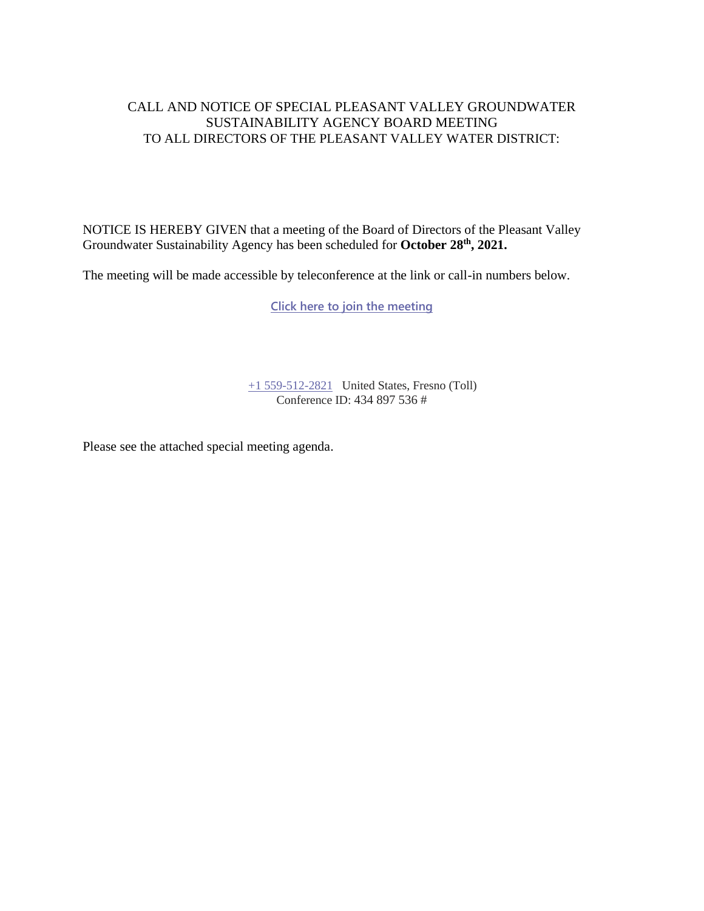# CALL AND NOTICE OF SPECIAL PLEASANT VALLEY GROUNDWATER SUSTAINABILITY AGENCY BOARD MEETING TO ALL DIRECTORS OF THE PLEASANT VALLEY WATER DISTRICT:

NOTICE IS HEREBY GIVEN that a meeting of the Board of Directors of the Pleasant Valley Groundwater Sustainability Agency has been scheduled for **October 28th, 2021.**

The meeting will be made accessible by teleconference at the link or call-in numbers below.

Click here to join the meeting

+1 559-512-2821 United States, Fresno (Toll)
Conference ID: 434 897 536 #

Please see the attached special meeting agenda.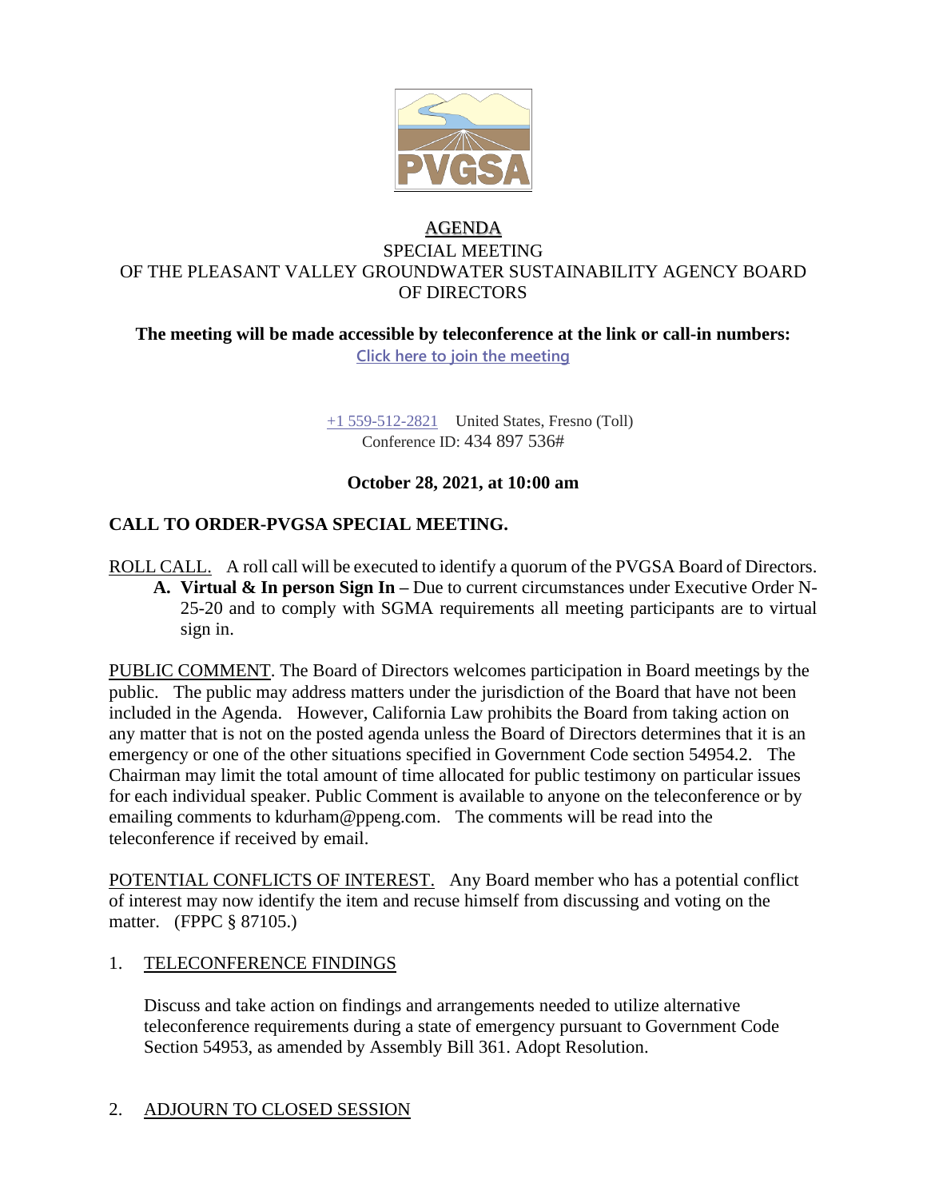# AGENDA

## SPECIAL MEETING
## OF THE PLEASANT VALLEY GROUNDWATER SUSTAINABILITY AGENCY BOARD OF DIRECTORS

**The meeting will be made accessible by teleconference at the link or call-in numbers:**

Click here to join the meeting

+1 559-512-2821 United States, Fresno (Toll)
Conference ID: 434 897 536#

**October 28, 2021, at 10:00 am**

## CALL TO ORDER-PVGSA SPECIAL MEETING.

ROLL CALL. A roll call will be executed to identify a quorum of the PVGSA Board of Directors.

**A. Virtual & In person Sign In –** Due to current circumstances under Executive Order N-25-20 and to comply with SGMA requirements all meeting participants are to virtual sign in.

PUBLIC COMMENT. The Board of Directors welcomes participation in Board meetings by the public. The public may address matters under the jurisdiction of the Board that have not been included in the Agenda. However, California Law prohibits the Board from taking action on any matter that is not on the posted agenda unless the Board of Directors determines that it is an emergency or one of the other situations specified in Government Code section 54954.2. The Chairman may limit the total amount of time allocated for public testimony on particular issues for each individual speaker. Public Comment is available to anyone on the teleconference or by emailing comments to kdurham@ppeng.com. The comments will be read into the teleconference if received by email.

POTENTIAL CONFLICTS OF INTEREST. Any Board member who has a potential conflict of interest may now identify the item and recuse himself from discussing and voting on the matter. (FPPC § 87105.)

1. TELECONFERENCE FINDINGS

   Discuss and take action on findings and arrangements needed to utilize alternative teleconference requirements during a state of emergency pursuant to Government Code Section 54953, as amended by Assembly Bill 361. Adopt Resolution.

2. ADJOURN TO CLOSED SESSION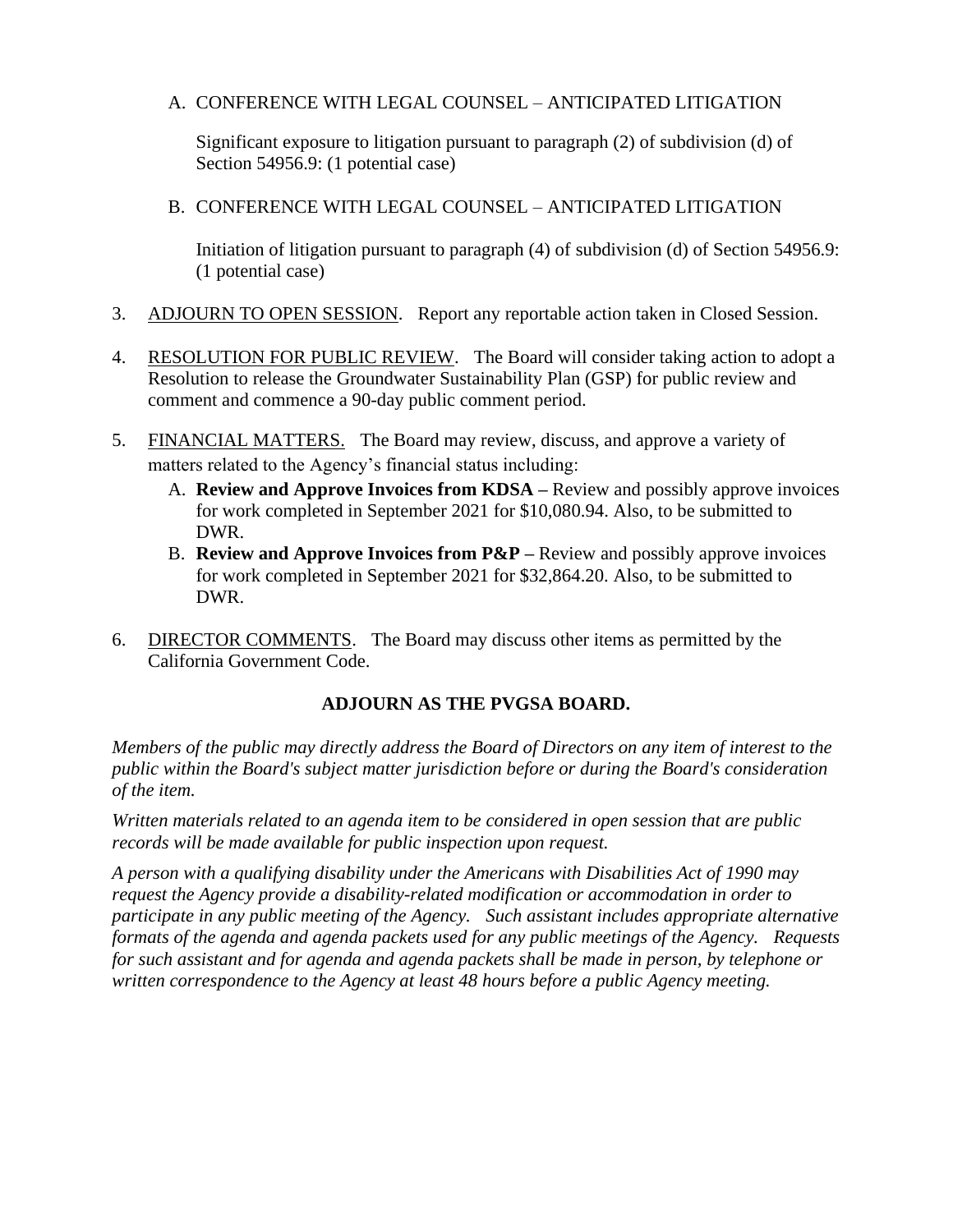A. CONFERENCE WITH LEGAL COUNSEL – ANTICIPATED LITIGATION

   Significant exposure to litigation pursuant to paragraph (2) of subdivision (d) of Section 54956.9: (1 potential case)

B. CONFERENCE WITH LEGAL COUNSEL – ANTICIPATED LITIGATION

   Initiation of litigation pursuant to paragraph (4) of subdivision (d) of Section 54956.9: (1 potential case)

3. <u>ADJOURN TO OPEN SESSION</u>. Report any reportable action taken in Closed Session.

4. <u>RESOLUTION FOR PUBLIC REVIEW</u>. The Board will consider taking action to adopt a Resolution to release the Groundwater Sustainability Plan (GSP) for public review and comment and commence a 90-day public comment period.

5. <u>FINANCIAL MATTERS.</u> The Board may review, discuss, and approve a variety of matters related to the Agency's financial status including:
   A. **Review and Approve Invoices from KDSA –** Review and possibly approve invoices for work completed in September 2021 for $10,080.94. Also, to be submitted to DWR.
   B. **Review and Approve Invoices from P&P –** Review and possibly approve invoices for work completed in September 2021 for $32,864.20. Also, to be submitted to DWR.

6. <u>DIRECTOR COMMENTS</u>. The Board may discuss other items as permitted by the California Government Code.

**ADJOURN AS THE PVGSA BOARD.**

*Members of the public may directly address the Board of Directors on any item of interest to the public within the Board's subject matter jurisdiction before or during the Board's consideration of the item.*

*Written materials related to an agenda item to be considered in open session that are public records will be made available for public inspection upon request.*

*A person with a qualifying disability under the Americans with Disabilities Act of 1990 may request the Agency provide a disability-related modification or accommodation in order to participate in any public meeting of the Agency. Such assistant includes appropriate alternative formats of the agenda and agenda packets used for any public meetings of the Agency. Requests for such assistant and for agenda and agenda packets shall be made in person, by telephone or written correspondence to the Agency at least 48 hours before a public Agency meeting.*